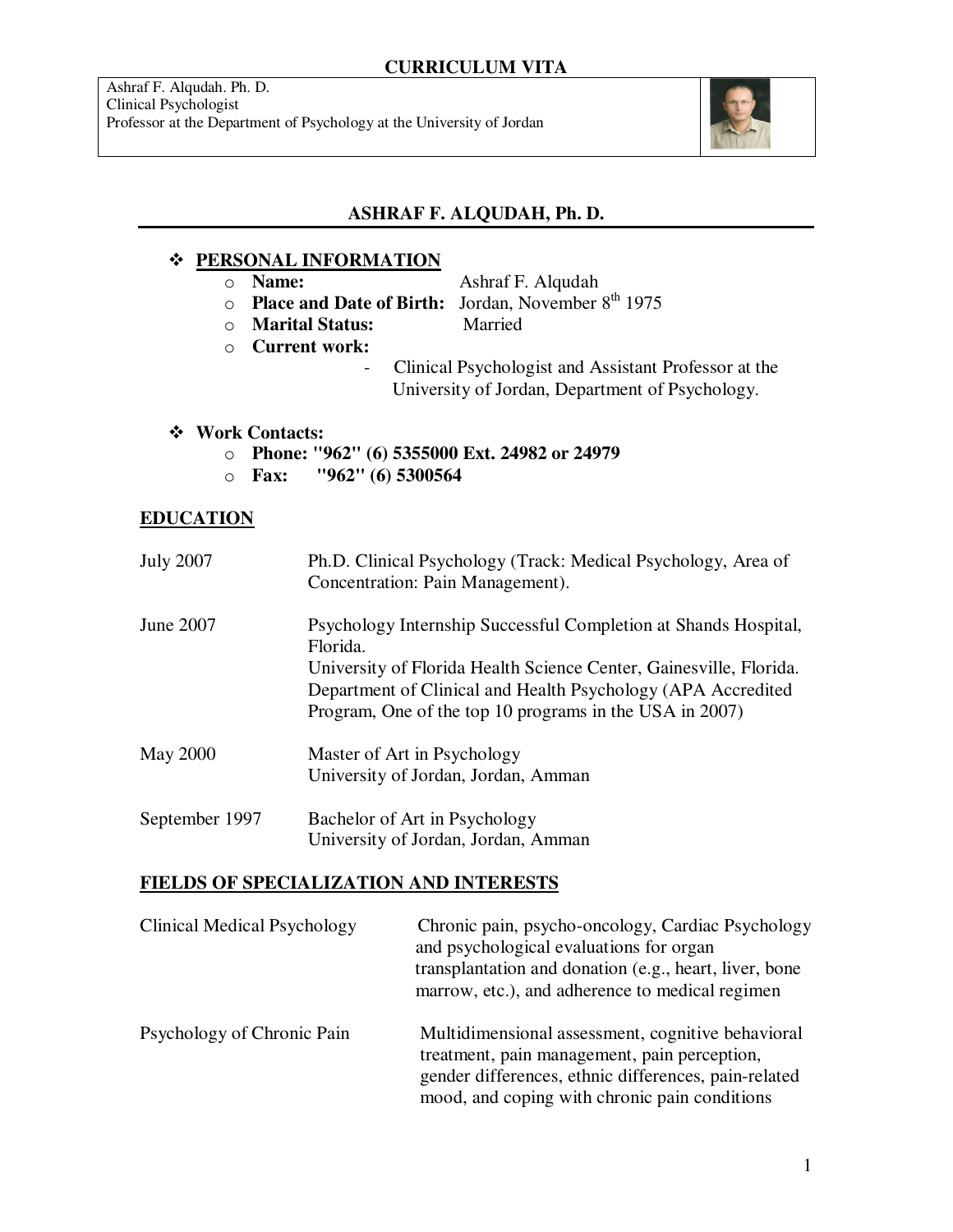# CURRICULUM VITA

Ashraf F. Alqudah. Ph. D.
Clinical Psychologist
Professor at the Department of Psychology at the University of Jordan

## ASHRAF F. ALQUDAH, Ph. D.

### ❖ PERSONAL INFORMATION

- **Name:** Ashraf F. Alqudah
- **Place and Date of Birth:** Jordan, November 8th 1975
- **Marital Status:** Married
- **Current work:**
  - Clinical Psychologist and Assistant Professor at the University of Jordan, Department of Psychology.

### ❖ Work Contacts:

- **Phone: "962" (6) 5355000 Ext. 24982 or 24979**
- **Fax: "962" (6) 5300564**

## EDUCATION

| | |
|---|---|
| July 2007 | Ph.D. Clinical Psychology (Track: Medical Psychology, Area of Concentration: Pain Management). |
| June 2007 | Psychology Internship Successful Completion at Shands Hospital, Florida.<br>University of Florida Health Science Center, Gainesville, Florida.<br>Department of Clinical and Health Psychology (APA Accredited Program, One of the top 10 programs in the USA in 2007) |
| May 2000 | Master of Art in Psychology<br>University of Jordan, Jordan, Amman |
| September 1997 | Bachelor of Art in Psychology<br>University of Jordan, Jordan, Amman |

## FIELDS OF SPECIALIZATION AND INTERESTS

| | |
|---|---|
| Clinical Medical Psychology | Chronic pain, psycho-oncology, Cardiac Psychology and psychological evaluations for organ transplantation and donation (e.g., heart, liver, bone marrow, etc.), and adherence to medical regimen |
| Psychology of Chronic Pain | Multidimensional assessment, cognitive behavioral treatment, pain management, pain perception, gender differences, ethnic differences, pain-related mood, and coping with chronic pain conditions |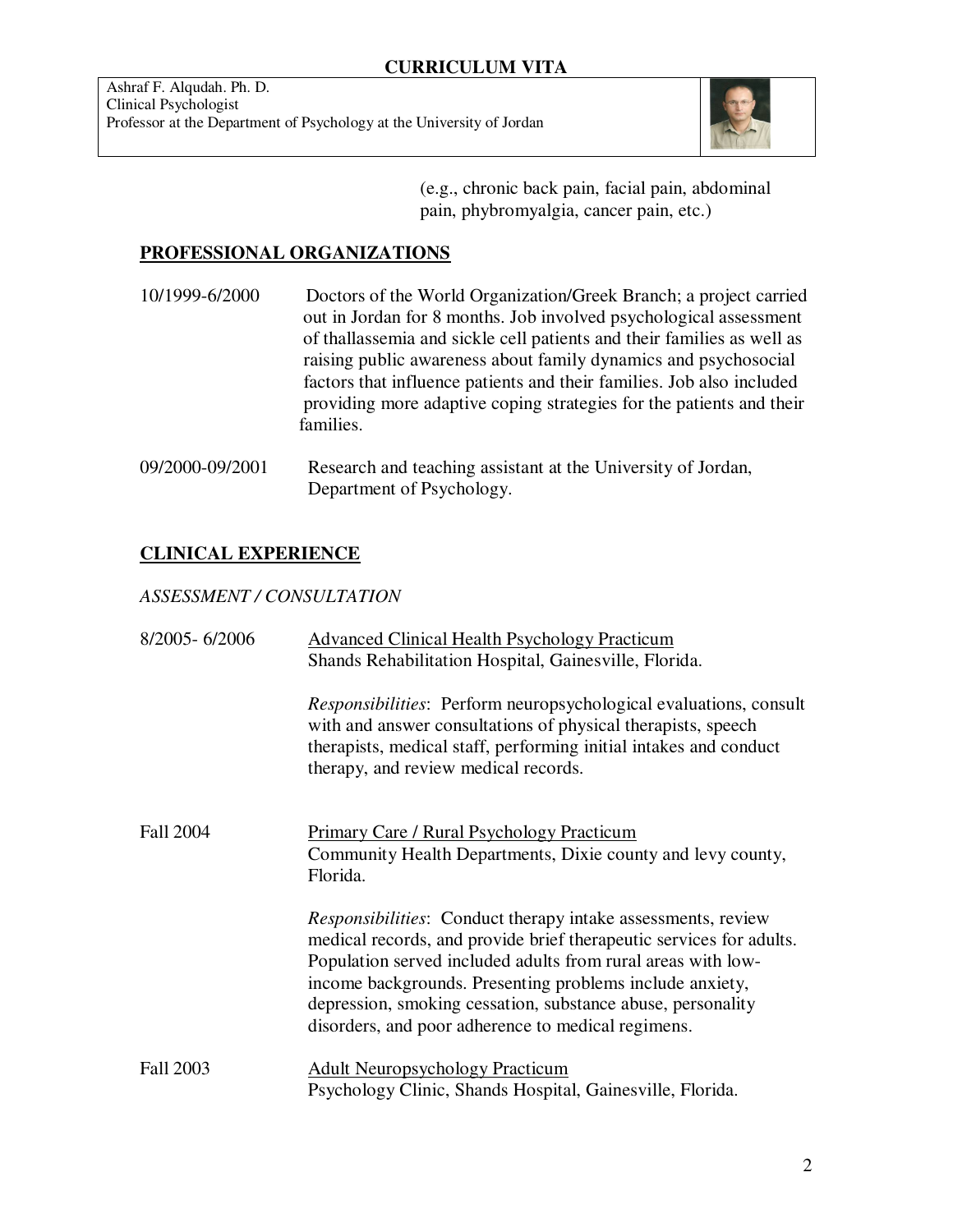(e.g., chronic back pain, facial pain, abdominal pain, phybromyalgia, cancer pain, etc.)

## PROFESSIONAL ORGANIZATIONS

10/1999-6/2000 Doctors of the World Organization/Greek Branch; a project carried out in Jordan for 8 months. Job involved psychological assessment of thallassemia and sickle cell patients and their families as well as raising public awareness about family dynamics and psychosocial factors that influence patients and their families. Job also included providing more adaptive coping strategies for the patients and their families.

09/2000-09/2001 Research and teaching assistant at the University of Jordan, Department of Psychology.

## CLINICAL EXPERIENCE

*ASSESSMENT / CONSULTATION*

8/2005- 6/2006 Advanced Clinical Health Psychology Practicum
Shands Rehabilitation Hospital, Gainesville, Florida.

*Responsibilities*: Perform neuropsychological evaluations, consult with and answer consultations of physical therapists, speech therapists, medical staff, performing initial intakes and conduct therapy, and review medical records.

Fall 2004 Primary Care / Rural Psychology Practicum
Community Health Departments, Dixie county and levy county, Florida.

*Responsibilities*: Conduct therapy intake assessments, review medical records, and provide brief therapeutic services for adults. Population served included adults from rural areas with low-income backgrounds. Presenting problems include anxiety, depression, smoking cessation, substance abuse, personality disorders, and poor adherence to medical regimens.

Fall 2003 Adult Neuropsychology Practicum
Psychology Clinic, Shands Hospital, Gainesville, Florida.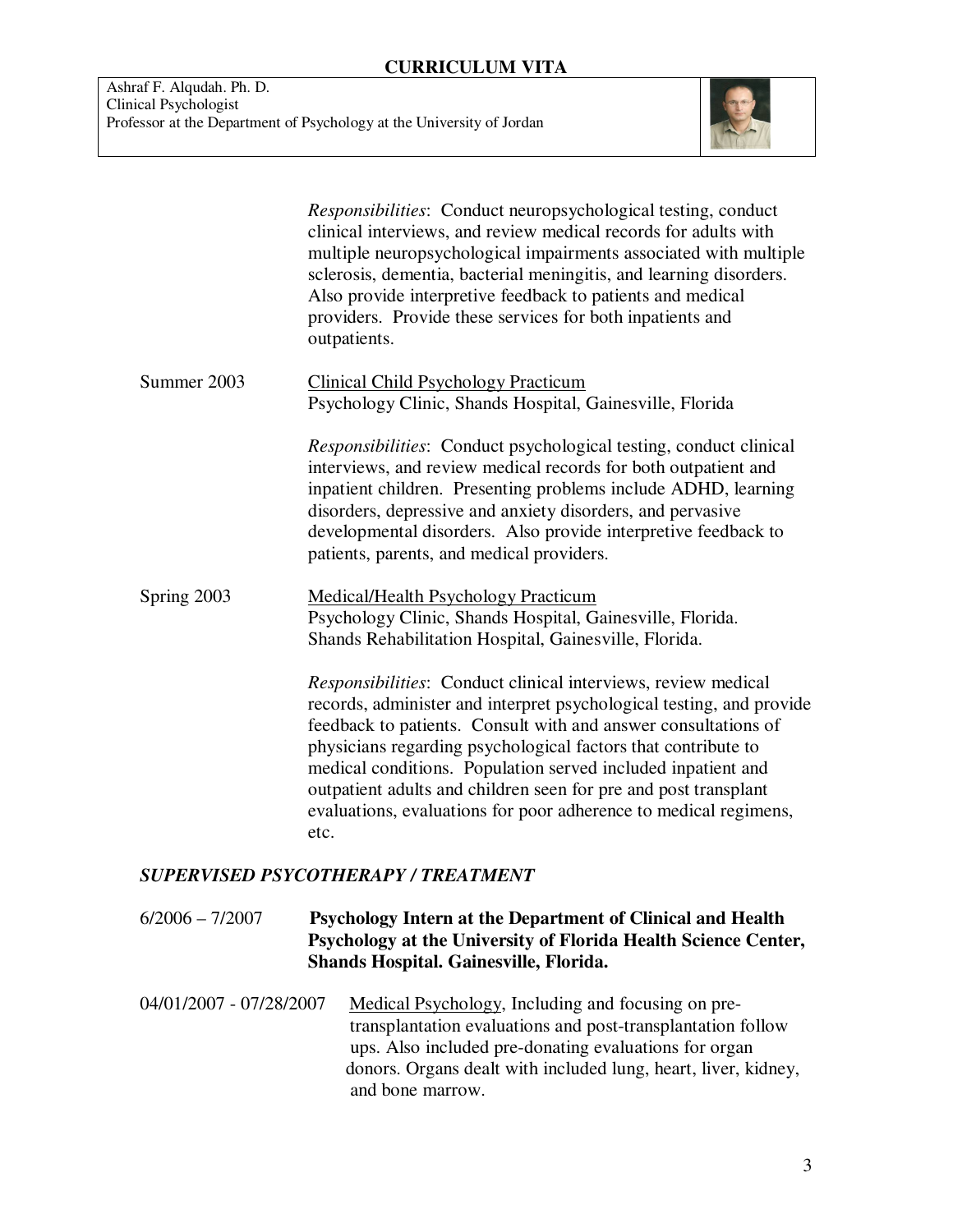*Responsibilities*: Conduct neuropsychological testing, conduct clinical interviews, and review medical records for adults with multiple neuropsychological impairments associated with multiple sclerosis, dementia, bacterial meningitis, and learning disorders. Also provide interpretive feedback to patients and medical providers. Provide these services for both inpatients and outpatients.

Summer 2003 — Clinical Child Psychology Practicum
Psychology Clinic, Shands Hospital, Gainesville, Florida

*Responsibilities*: Conduct psychological testing, conduct clinical interviews, and review medical records for both outpatient and inpatient children. Presenting problems include ADHD, learning disorders, depressive and anxiety disorders, and pervasive developmental disorders. Also provide interpretive feedback to patients, parents, and medical providers.

Spring 2003 — Medical/Health Psychology Practicum
Psychology Clinic, Shands Hospital, Gainesville, Florida.
Shands Rehabilitation Hospital, Gainesville, Florida.

*Responsibilities*: Conduct clinical interviews, review medical records, administer and interpret psychological testing, and provide feedback to patients. Consult with and answer consultations of physicians regarding psychological factors that contribute to medical conditions. Population served included inpatient and outpatient adults and children seen for pre and post transplant evaluations, evaluations for poor adherence to medical regimens, etc.

### *SUPERVISED PSYCOTHERAPY / TREATMENT*

6/2006 – 7/2007 — **Psychology Intern at the Department of Clinical and Health Psychology at the University of Florida Health Science Center, Shands Hospital. Gainesville, Florida.**

04/01/2007 - 07/28/2007 — Medical Psychology, Including and focusing on pre-transplantation evaluations and post-transplantation follow ups. Also included pre-donating evaluations for organ donors. Organs dealt with included lung, heart, liver, kidney, and bone marrow.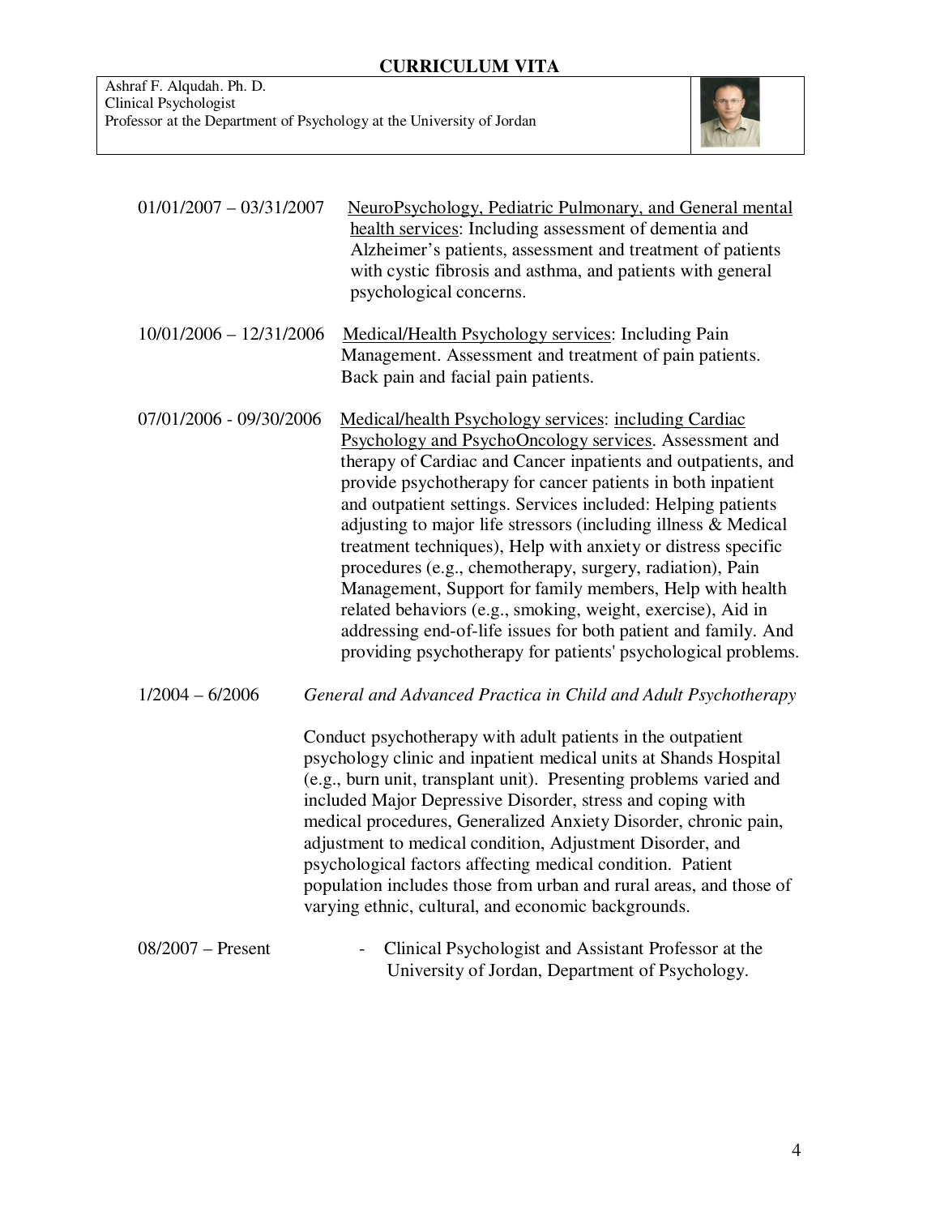01/01/2007 – 03/31/2007 NeuroPsychology, Pediatric Pulmonary, and General mental health services: Including assessment of dementia and Alzheimer's patients, assessment and treatment of patients with cystic fibrosis and asthma, and patients with general psychological concerns.

10/01/2006 – 12/31/2006 Medical/Health Psychology services: Including Pain Management. Assessment and treatment of pain patients. Back pain and facial pain patients.

07/01/2006 - 09/30/2006 Medical/health Psychology services: including Cardiac Psychology and PsychoOncology services. Assessment and therapy of Cardiac and Cancer inpatients and outpatients, and provide psychotherapy for cancer patients in both inpatient and outpatient settings. Services included: Helping patients adjusting to major life stressors (including illness & Medical treatment techniques), Help with anxiety or distress specific procedures (e.g., chemotherapy, surgery, radiation), Pain Management, Support for family members, Help with health related behaviors (e.g., smoking, weight, exercise), Aid in addressing end-of-life issues for both patient and family. And providing psychotherapy for patients' psychological problems.

1/2004 – 6/2006 *General and Advanced Practica in Child and Adult Psychotherapy*

Conduct psychotherapy with adult patients in the outpatient psychology clinic and inpatient medical units at Shands Hospital (e.g., burn unit, transplant unit). Presenting problems varied and included Major Depressive Disorder, stress and coping with medical procedures, Generalized Anxiety Disorder, chronic pain, adjustment to medical condition, Adjustment Disorder, and psychological factors affecting medical condition. Patient population includes those from urban and rural areas, and those of varying ethnic, cultural, and economic backgrounds.

08/2007 – Present - Clinical Psychologist and Assistant Professor at the University of Jordan, Department of Psychology.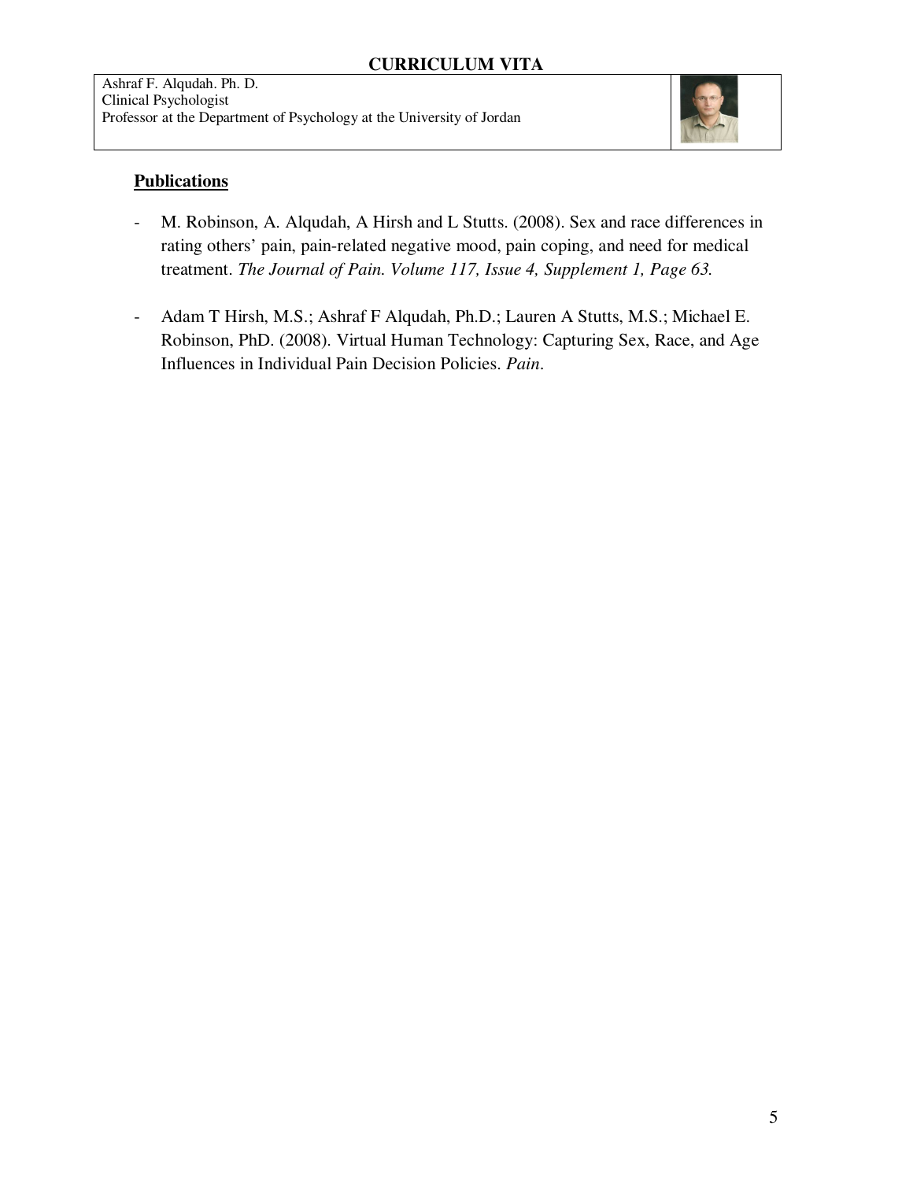## Publications

- M. Robinson, A. Alqudah, A Hirsh and L Stutts. (2008). Sex and race differences in rating others' pain, pain-related negative mood, pain coping, and need for medical treatment. *The Journal of Pain. Volume 117, Issue 4, Supplement 1, Page 63.*

- Adam T Hirsh, M.S.; Ashraf F Alqudah, Ph.D.; Lauren A Stutts, M.S.; Michael E. Robinson, PhD. (2008). Virtual Human Technology: Capturing Sex, Race, and Age Influences in Individual Pain Decision Policies. *Pain*.